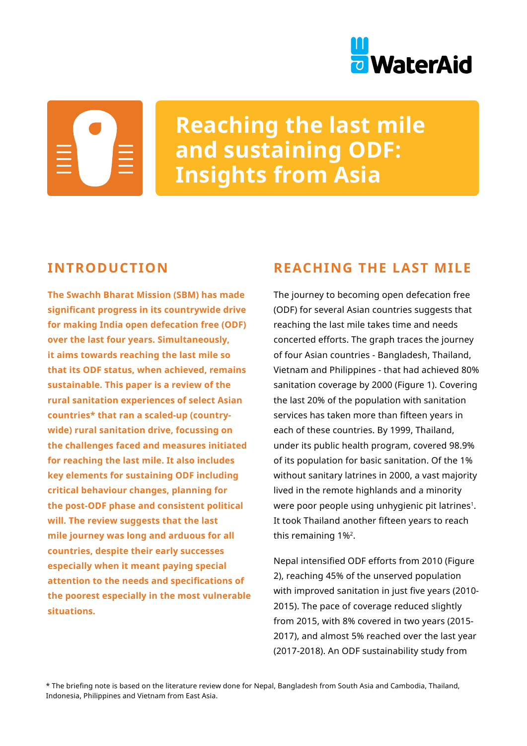# Reaching the last mile and sustaining ODF: Insights from Asia

## INTRODUCTION

**The Swachh Bharat Mission (SBM) has made significant progress in its countrywide drive for making India open defecation free (ODF) over the last four years. Simultaneously, it aims towards reaching the last mile so that its ODF status, when achieved, remains sustainable. This paper is a review of the rural sanitation experiences of select Asian countries* that ran a scaled-up (country-wide) rural sanitation drive, focussing on the challenges faced and measures initiated for reaching the last mile. It also includes key elements for sustaining ODF including critical behaviour changes, planning for the post-ODF phase and consistent political will. The review suggests that the last mile journey was long and arduous for all countries, despite their early successes especially when it meant paying special attention to the needs and specifications of the poorest especially in the most vulnerable situations.**

## REACHING THE LAST MILE

The journey to becoming open defecation free (ODF) for several Asian countries suggests that reaching the last mile takes time and needs concerted efforts. The graph traces the journey of four Asian countries - Bangladesh, Thailand, Vietnam and Philippines - that had achieved 80% sanitation coverage by 2000 (Figure 1). Covering the last 20% of the population with sanitation services has taken more than fifteen years in each of these countries. By 1999, Thailand, under its public health program, covered 98.9% of its population for basic sanitation. Of the 1% without sanitary latrines in 2000, a vast majority lived in the remote highlands and a minority were poor people using unhygienic pit latrines[1]. It took Thailand another fifteen years to reach this remaining 1%[2].

Nepal intensified ODF efforts from 2010 (Figure 2), reaching 45% of the unserved population with improved sanitation in just five years (2010-2015). The pace of coverage reduced slightly from 2015, with 8% covered in two years (2015-2017), and almost 5% reached over the last year (2017-2018). An ODF sustainability study from

* The briefing note is based on the literature review done for Nepal, Bangladesh from South Asia and Cambodia, Thailand, Indonesia, Philippines and Vietnam from East Asia.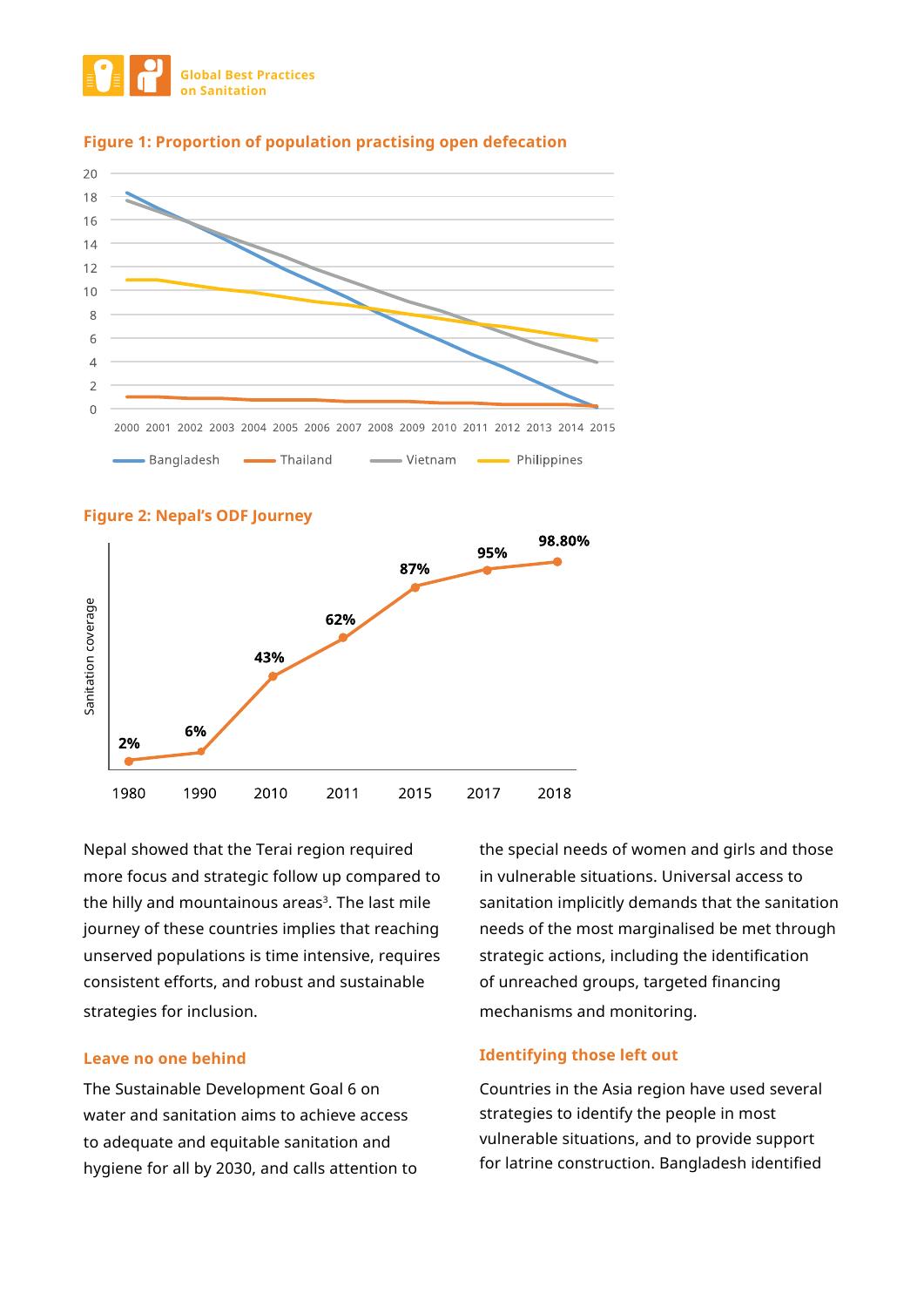**Figure 1: Proportion of population practising open defecation**

**Figure 2: Nepal's ODF Journey**

Nepal showed that the Terai region required more focus and strategic follow up compared to the hilly and mountainous areas[3]. The last mile journey of these countries implies that reaching unserved populations is time intensive, requires consistent efforts, and robust and sustainable strategies for inclusion.

## Leave no one behind

The Sustainable Development Goal 6 on water and sanitation aims to achieve access to adequate and equitable sanitation and hygiene for all by 2030, and calls attention to the special needs of women and girls and those in vulnerable situations. Universal access to sanitation implicitly demands that the sanitation needs of the most marginalised be met through strategic actions, including the identification of unreached groups, targeted financing mechanisms and monitoring.

## Identifying those left out

Countries in the Asia region have used several strategies to identify the people in most vulnerable situations, and to provide support for latrine construction. Bangladesh identified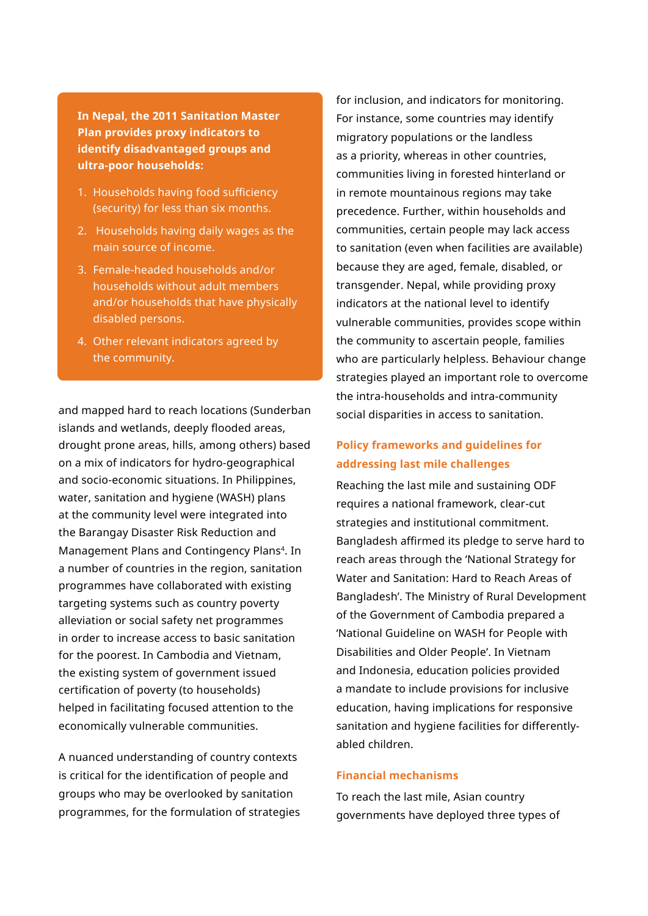**In Nepal, the 2011 Sanitation Master Plan provides proxy indicators to identify disadvantaged groups and ultra-poor households:**

1. Households having food sufficiency (security) for less than six months.
2. Households having daily wages as the main source of income.
3. Female-headed households and/or households without adult members and/or households that have physically disabled persons.
4. Other relevant indicators agreed by the community.

and mapped hard to reach locations (Sunderban islands and wetlands, deeply flooded areas, drought prone areas, hills, among others) based on a mix of indicators for hydro-geographical and socio-economic situations. In Philippines, water, sanitation and hygiene (WASH) plans at the community level were integrated into the Barangay Disaster Risk Reduction and Management Plans and Contingency Plans[4]. In a number of countries in the region, sanitation programmes have collaborated with existing targeting systems such as country poverty alleviation or social safety net programmes in order to increase access to basic sanitation for the poorest. In Cambodia and Vietnam, the existing system of government issued certification of poverty (to households) helped in facilitating focused attention to the economically vulnerable communities.

A nuanced understanding of country contexts is critical for the identification of people and groups who may be overlooked by sanitation programmes, for the formulation of strategies for inclusion, and indicators for monitoring. For instance, some countries may identify migratory populations or the landless as a priority, whereas in other countries, communities living in forested hinterland or in remote mountainous regions may take precedence. Further, within households and communities, certain people may lack access to sanitation (even when facilities are available) because they are aged, female, disabled, or transgender. Nepal, while providing proxy indicators at the national level to identify vulnerable communities, provides scope within the community to ascertain people, families who are particularly helpless. Behaviour change strategies played an important role to overcome the intra-households and intra-community social disparities in access to sanitation.

## Policy frameworks and guidelines for addressing last mile challenges

Reaching the last mile and sustaining ODF requires a national framework, clear-cut strategies and institutional commitment. Bangladesh affirmed its pledge to serve hard to reach areas through the 'National Strategy for Water and Sanitation: Hard to Reach Areas of Bangladesh'. The Ministry of Rural Development of the Government of Cambodia prepared a 'National Guideline on WASH for People with Disabilities and Older People'. In Vietnam and Indonesia, education policies provided a mandate to include provisions for inclusive education, having implications for responsive sanitation and hygiene facilities for differently-abled children.

## Financial mechanisms

To reach the last mile, Asian country governments have deployed three types of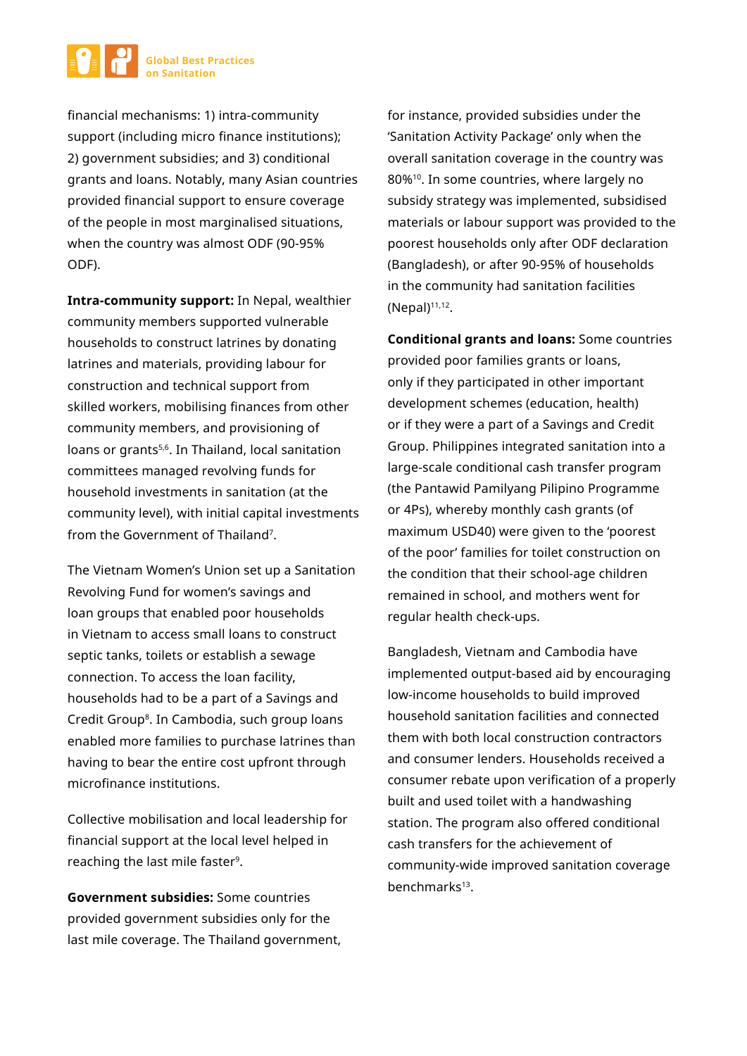financial mechanisms: 1) intra-community support (including micro finance institutions); 2) government subsidies; and 3) conditional grants and loans. Notably, many Asian countries provided financial support to ensure coverage of the people in most marginalised situations, when the country was almost ODF (90-95% ODF).

**Intra-community support:** In Nepal, wealthier community members supported vulnerable households to construct latrines by donating latrines and materials, providing labour for construction and technical support from skilled workers, mobilising finances from other community members, and provisioning of loans or grants[5,6]. In Thailand, local sanitation committees managed revolving funds for household investments in sanitation (at the community level), with initial capital investments from the Government of Thailand[7].

The Vietnam Women's Union set up a Sanitation Revolving Fund for women's savings and loan groups that enabled poor households in Vietnam to access small loans to construct septic tanks, toilets or establish a sewage connection. To access the loan facility, households had to be a part of a Savings and Credit Group[8]. In Cambodia, such group loans enabled more families to purchase latrines than having to bear the entire cost upfront through microfinance institutions.

Collective mobilisation and local leadership for financial support at the local level helped in reaching the last mile faster[9].

**Government subsidies:** Some countries provided government subsidies only for the last mile coverage. The Thailand government, for instance, provided subsidies under the 'Sanitation Activity Package' only when the overall sanitation coverage in the country was 80%[10]. In some countries, where largely no subsidy strategy was implemented, subsidised materials or labour support was provided to the poorest households only after ODF declaration (Bangladesh), or after 90-95% of households in the community had sanitation facilities (Nepal)[11,12].

**Conditional grants and loans:** Some countries provided poor families grants or loans, only if they participated in other important development schemes (education, health) or if they were a part of a Savings and Credit Group. Philippines integrated sanitation into a large-scale conditional cash transfer program (the Pantawid Pamilyang Pilipino Programme or 4Ps), whereby monthly cash grants (of maximum USD40) were given to the 'poorest of the poor' families for toilet construction on the condition that their school-age children remained in school, and mothers went for regular health check-ups.

Bangladesh, Vietnam and Cambodia have implemented output-based aid by encouraging low-income households to build improved household sanitation facilities and connected them with both local construction contractors and consumer lenders. Households received a consumer rebate upon verification of a properly built and used toilet with a handwashing station. The program also offered conditional cash transfers for the achievement of community-wide improved sanitation coverage benchmarks[13].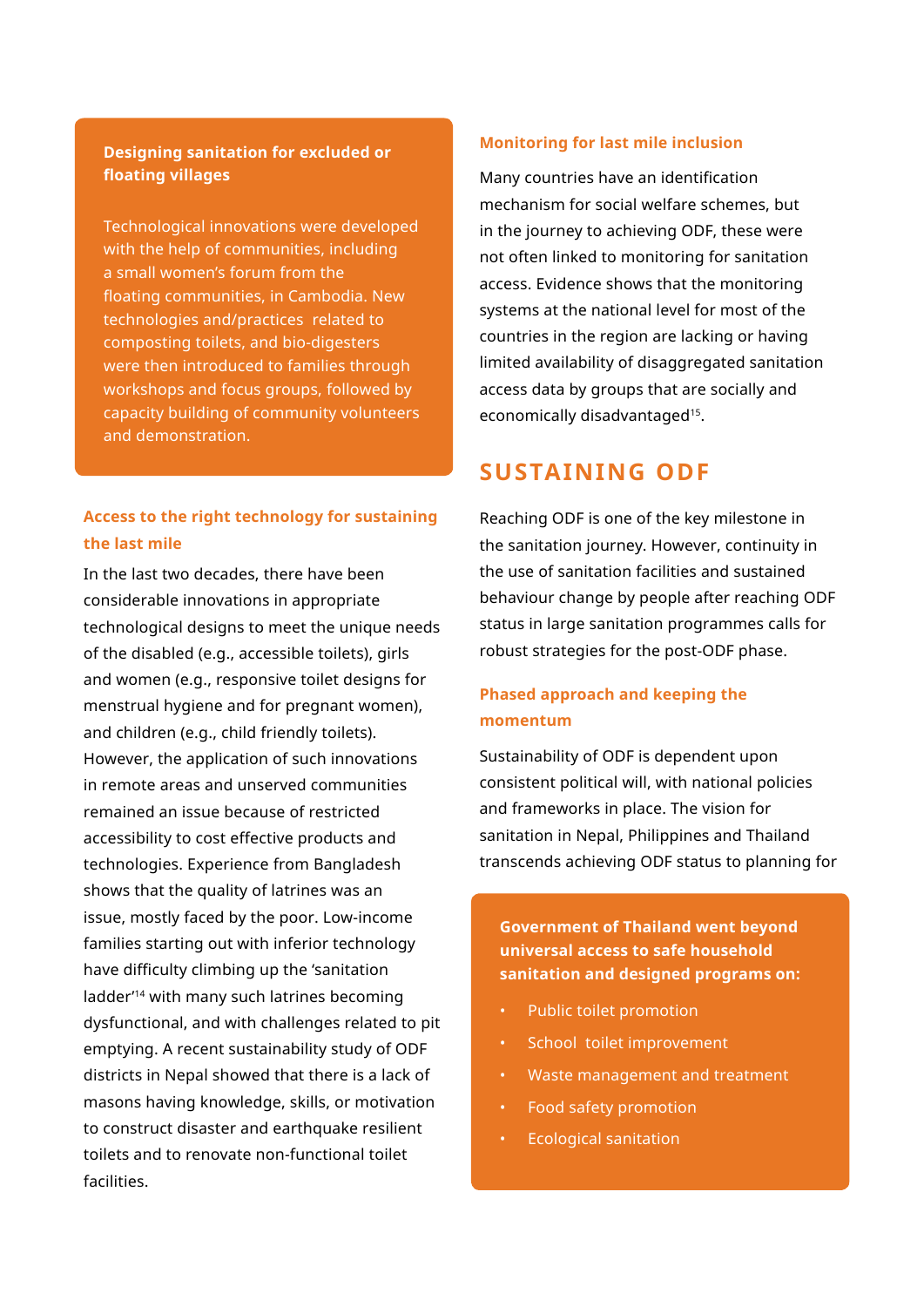**Designing sanitation for excluded or floating villages**

Technological innovations were developed with the help of communities, including a small women's forum from the floating communities, in Cambodia. New technologies and/practices related to composting toilets, and bio-digesters were then introduced to families through workshops and focus groups, followed by capacity building of community volunteers and demonstration.

### Access to the right technology for sustaining the last mile

In the last two decades, there have been considerable innovations in appropriate technological designs to meet the unique needs of the disabled (e.g., accessible toilets), girls and women (e.g., responsive toilet designs for menstrual hygiene and for pregnant women), and children (e.g., child friendly toilets). However, the application of such innovations in remote areas and unserved communities remained an issue because of restricted accessibility to cost effective products and technologies. Experience from Bangladesh shows that the quality of latrines was an issue, mostly faced by the poor. Low-income families starting out with inferior technology have difficulty climbing up the 'sanitation ladder'[14] with many such latrines becoming dysfunctional, and with challenges related to pit emptying. A recent sustainability study of ODF districts in Nepal showed that there is a lack of masons having knowledge, skills, or motivation to construct disaster and earthquake resilient toilets and to renovate non-functional toilet facilities.

### Monitoring for last mile inclusion

Many countries have an identification mechanism for social welfare schemes, but in the journey to achieving ODF, these were not often linked to monitoring for sanitation access. Evidence shows that the monitoring systems at the national level for most of the countries in the region are lacking or having limited availability of disaggregated sanitation access data by groups that are socially and economically disadvantaged[15].

## SUSTAINING ODF

Reaching ODF is one of the key milestone in the sanitation journey. However, continuity in the use of sanitation facilities and sustained behaviour change by people after reaching ODF status in large sanitation programmes calls for robust strategies for the post-ODF phase.

### Phased approach and keeping the momentum

Sustainability of ODF is dependent upon consistent political will, with national policies and frameworks in place. The vision for sanitation in Nepal, Philippines and Thailand transcends achieving ODF status to planning for

**Government of Thailand went beyond universal access to safe household sanitation and designed programs on:**

- Public toilet promotion
- School toilet improvement
- Waste management and treatment
- Food safety promotion
- Ecological sanitation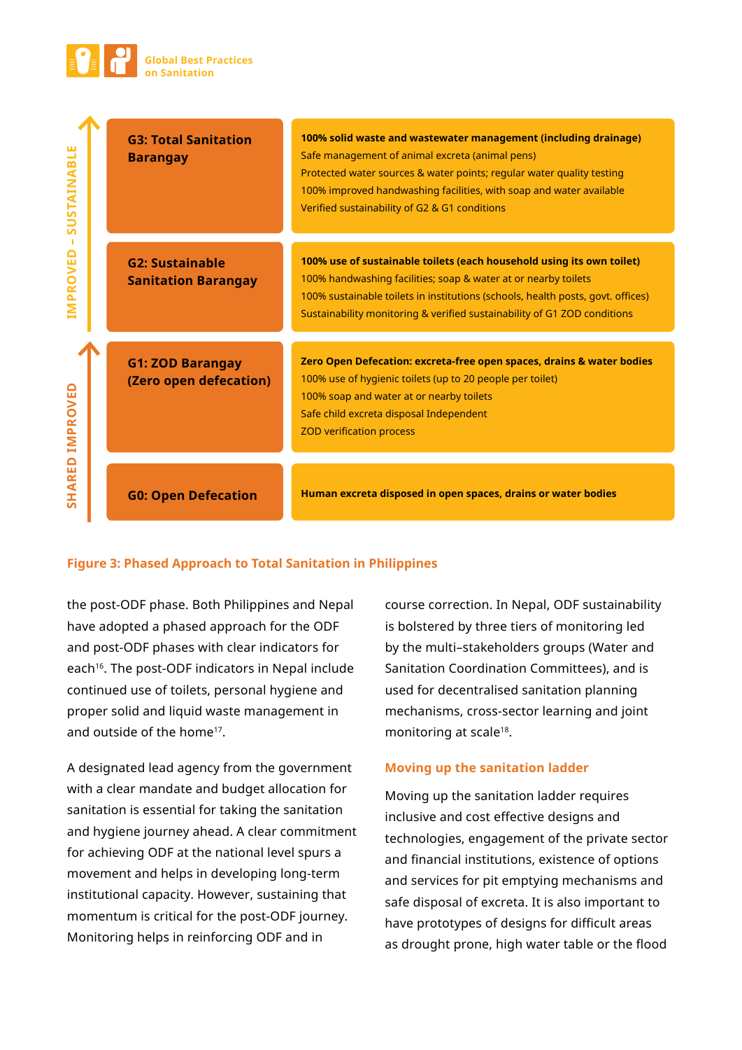| | Level | Indicators |
|---|---|---|
| IMPROVED – SUSTAINABLE | G3: Total Sanitation Barangay | **100% solid waste and wastewater management (including drainage)**<br>Safe management of animal excreta (animal pens)<br>Protected water sources & water points; regular water quality testing<br>100% improved handwashing facilities, with soap and water available<br>Verified sustainability of G2 & G1 conditions |
| | G2: Sustainable Sanitation Barangay | **100% use of sustainable toilets (each household using its own toilet)**<br>100% handwashing facilities; soap & water at or nearby toilets<br>100% sustainable toilets in institutions (schools, health posts, govt. offices)<br>Sustainability monitoring & verified sustainability of G1 ZOD conditions |
| SHARED IMPROVED | G1: ZOD Barangay (Zero open defecation) | **Zero Open Defecation: excreta-free open spaces, drains & water bodies**<br>100% use of hygienic toilets (up to 20 people per toilet)<br>100% soap and water at or nearby toilets<br>Safe child excreta disposal Independent<br>ZOD verification process |
| | G0: Open Defecation | **Human excreta disposed in open spaces, drains or water bodies** |

**Figure 3: Phased Approach to Total Sanitation in Philippines**

the post-ODF phase. Both Philippines and Nepal have adopted a phased approach for the ODF and post-ODF phases with clear indicators for each[16]. The post-ODF indicators in Nepal include continued use of toilets, personal hygiene and proper solid and liquid waste management in and outside of the home[17].

A designated lead agency from the government with a clear mandate and budget allocation for sanitation is essential for taking the sanitation and hygiene journey ahead. A clear commitment for achieving ODF at the national level spurs a movement and helps in developing long-term institutional capacity. However, sustaining that momentum is critical for the post-ODF journey. Monitoring helps in reinforcing ODF and in course correction. In Nepal, ODF sustainability is bolstered by three tiers of monitoring led by the multi–stakeholders groups (Water and Sanitation Coordination Committees), and is used for decentralised sanitation planning mechanisms, cross-sector learning and joint monitoring at scale[18].

## Moving up the sanitation ladder

Moving up the sanitation ladder requires inclusive and cost effective designs and technologies, engagement of the private sector and financial institutions, existence of options and services for pit emptying mechanisms and safe disposal of excreta. It is also important to have prototypes of designs for difficult areas as drought prone, high water table or the flood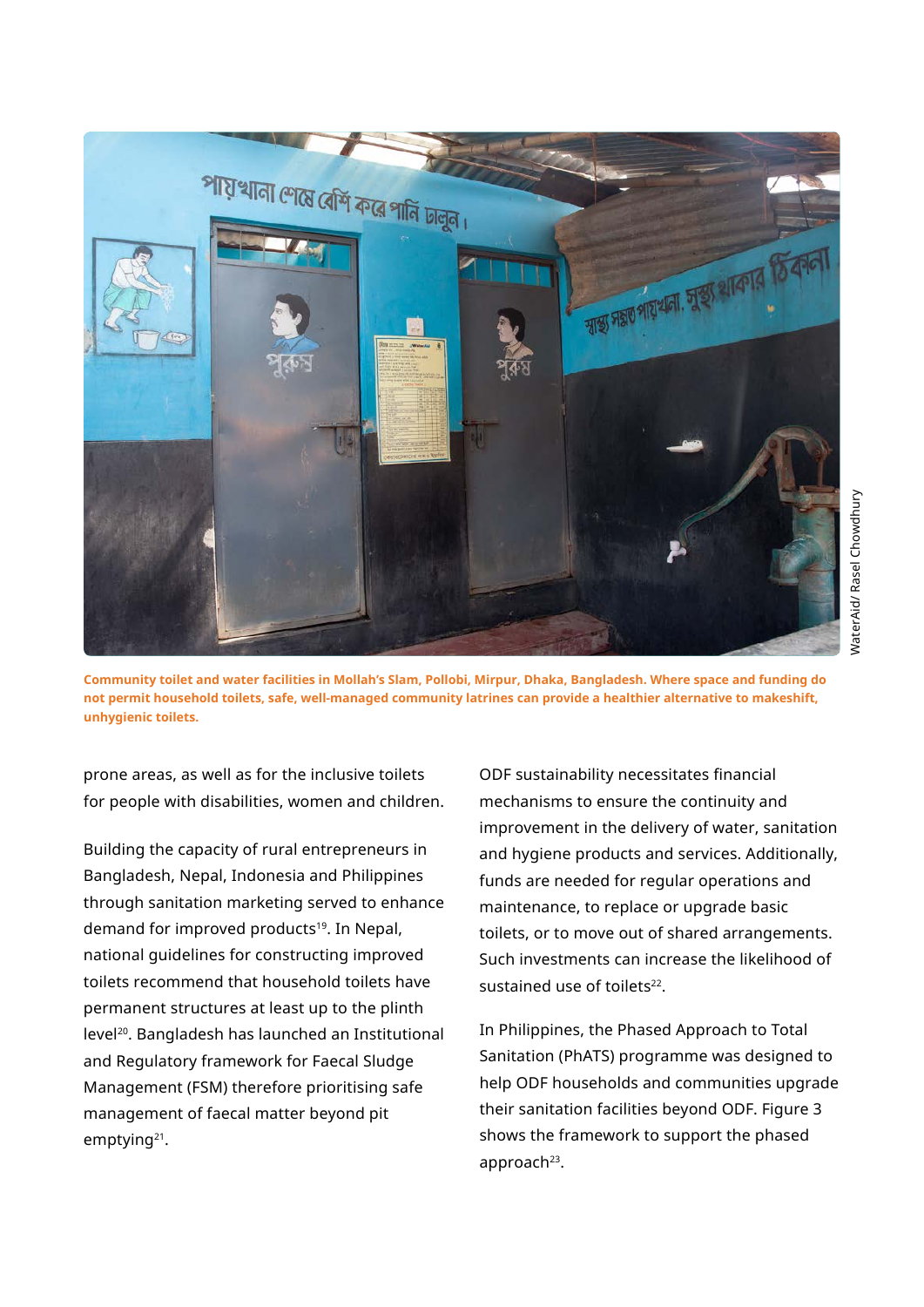Community toilet and water facilities in Mollah's Slam, Pollobi, Mirpur, Dhaka, Bangladesh. Where space and funding do not permit household toilets, safe, well-managed community latrines can provide a healthier alternative to makeshift, unhygienic toilets.

WaterAid/ Rasel Chowdhury

prone areas, as well as for the inclusive toilets for people with disabilities, women and children.

Building the capacity of rural entrepreneurs in Bangladesh, Nepal, Indonesia and Philippines through sanitation marketing served to enhance demand for improved products[19]. In Nepal, national guidelines for constructing improved toilets recommend that household toilets have permanent structures at least up to the plinth level[20]. Bangladesh has launched an Institutional and Regulatory framework for Faecal Sludge Management (FSM) therefore prioritising safe management of faecal matter beyond pit emptying[21].

ODF sustainability necessitates financial mechanisms to ensure the continuity and improvement in the delivery of water, sanitation and hygiene products and services. Additionally, funds are needed for regular operations and maintenance, to replace or upgrade basic toilets, or to move out of shared arrangements. Such investments can increase the likelihood of sustained use of toilets[22].

In Philippines, the Phased Approach to Total Sanitation (PhATS) programme was designed to help ODF households and communities upgrade their sanitation facilities beyond ODF. Figure 3 shows the framework to support the phased approach[23].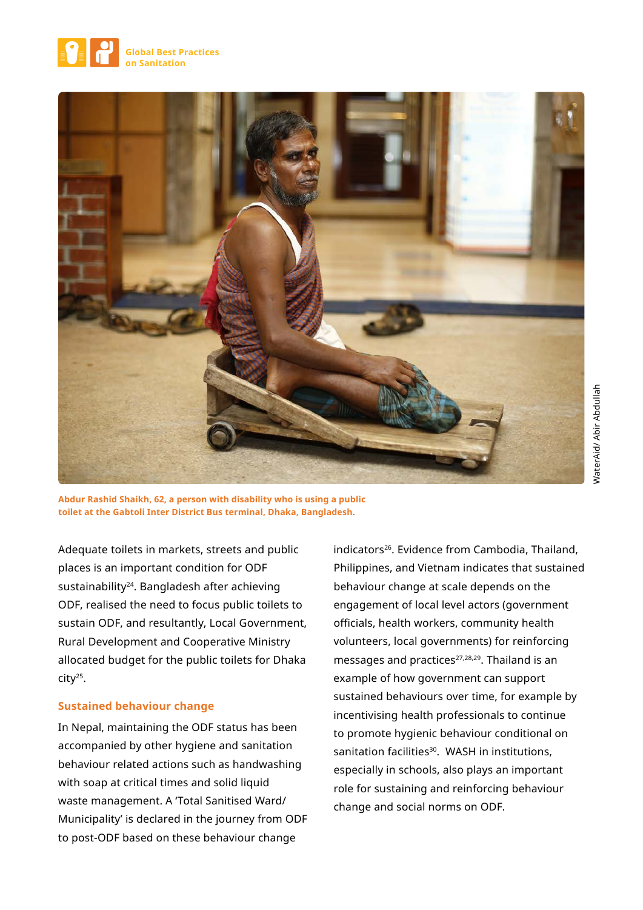Abdur Rashid Shaikh, 62, a person with disability who is using a public toilet at the Gabtoli Inter District Bus terminal, Dhaka, Bangladesh.

WaterAid/ Abir Abdullah

Adequate toilets in markets, streets and public places is an important condition for ODF sustainability[24]. Bangladesh after achieving ODF, realised the need to focus public toilets to sustain ODF, and resultantly, Local Government, Rural Development and Cooperative Ministry allocated budget for the public toilets for Dhaka city[25].

## Sustained behaviour change

In Nepal, maintaining the ODF status has been accompanied by other hygiene and sanitation behaviour related actions such as handwashing with soap at critical times and solid liquid waste management. A 'Total Sanitised Ward/ Municipality' is declared in the journey from ODF to post-ODF based on these behaviour change indicators[26]. Evidence from Cambodia, Thailand, Philippines, and Vietnam indicates that sustained behaviour change at scale depends on the engagement of local level actors (government officials, health workers, community health volunteers, local governments) for reinforcing messages and practices[27,28,29]. Thailand is an example of how government can support sustained behaviours over time, for example by incentivising health professionals to continue to promote hygienic behaviour conditional on sanitation facilities[30]. WASH in institutions, especially in schools, also plays an important role for sustaining and reinforcing behaviour change and social norms on ODF.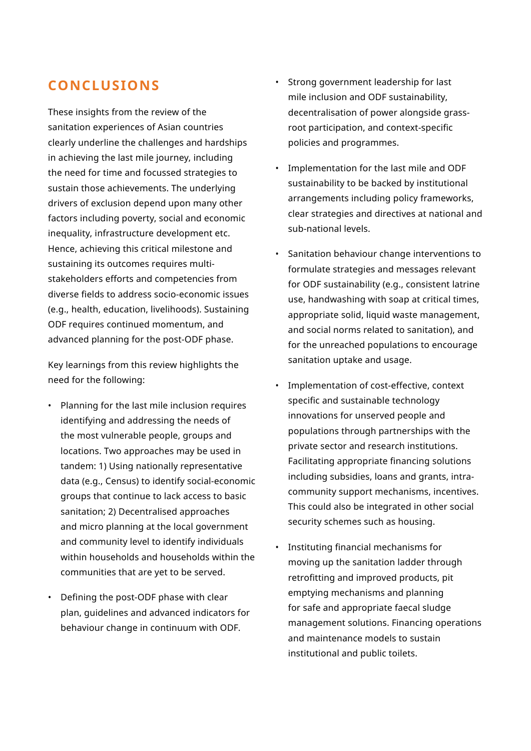## CONCLUSIONS

These insights from the review of the sanitation experiences of Asian countries clearly underline the challenges and hardships in achieving the last mile journey, including the need for time and focussed strategies to sustain those achievements. The underlying drivers of exclusion depend upon many other factors including poverty, social and economic inequality, infrastructure development etc. Hence, achieving this critical milestone and sustaining its outcomes requires multi-stakeholders efforts and competencies from diverse fields to address socio-economic issues (e.g., health, education, livelihoods). Sustaining ODF requires continued momentum, and advanced planning for the post-ODF phase.

Key learnings from this review highlights the need for the following:

- Planning for the last mile inclusion requires identifying and addressing the needs of the most vulnerable people, groups and locations. Two approaches may be used in tandem: 1) Using nationally representative data (e.g., Census) to identify social-economic groups that continue to lack access to basic sanitation; 2) Decentralised approaches and micro planning at the local government and community level to identify individuals within households and households within the communities that are yet to be served.
- Defining the post-ODF phase with clear plan, guidelines and advanced indicators for behaviour change in continuum with ODF.
- Strong government leadership for last mile inclusion and ODF sustainability, decentralisation of power alongside grass-root participation, and context-specific policies and programmes.
- Implementation for the last mile and ODF sustainability to be backed by institutional arrangements including policy frameworks, clear strategies and directives at national and sub-national levels.
- Sanitation behaviour change interventions to formulate strategies and messages relevant for ODF sustainability (e.g., consistent latrine use, handwashing with soap at critical times, appropriate solid, liquid waste management, and social norms related to sanitation), and for the unreached populations to encourage sanitation uptake and usage.
- Implementation of cost-effective, context specific and sustainable technology innovations for unserved people and populations through partnerships with the private sector and research institutions. Facilitating appropriate financing solutions including subsidies, loans and grants, intra-community support mechanisms, incentives. This could also be integrated in other social security schemes such as housing.
- Instituting financial mechanisms for moving up the sanitation ladder through retrofitting and improved products, pit emptying mechanisms and planning for safe and appropriate faecal sludge management solutions. Financing operations and maintenance models to sustain institutional and public toilets.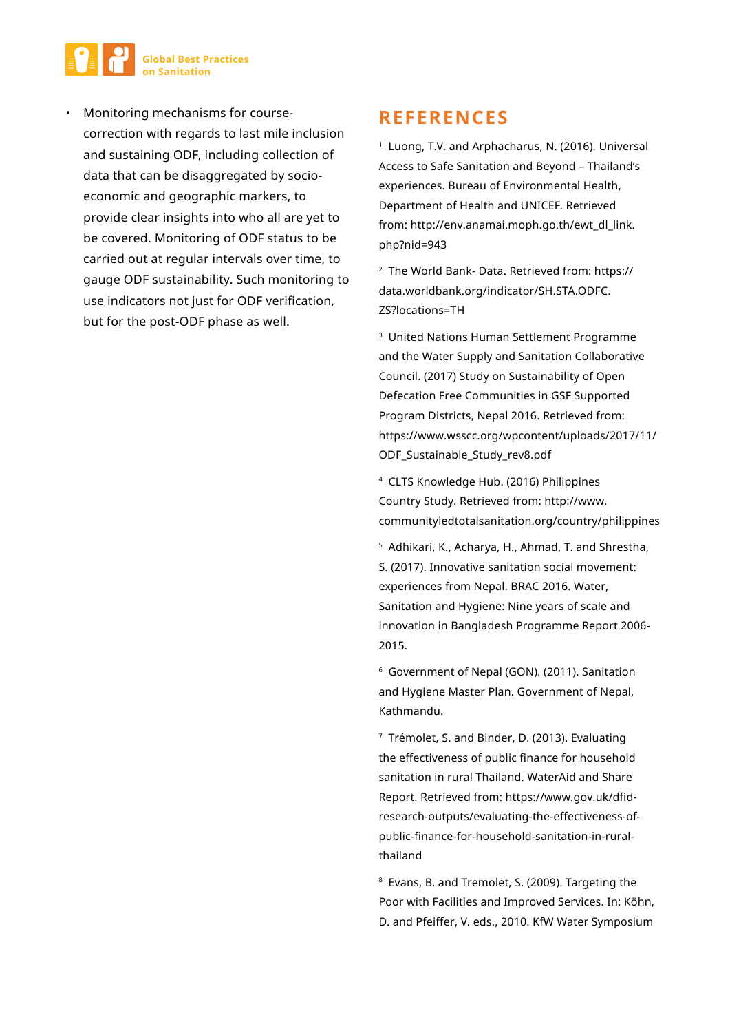- Monitoring mechanisms for course-correction with regards to last mile inclusion and sustaining ODF, including collection of data that can be disaggregated by socio-economic and geographic markers, to provide clear insights into who all are yet to be covered. Monitoring of ODF status to be carried out at regular intervals over time, to gauge ODF sustainability. Such monitoring to use indicators not just for ODF verification, but for the post-ODF phase as well.

## REFERENCES

[1] Luong, T.V. and Arphacharus, N. (2016). Universal Access to Safe Sanitation and Beyond – Thailand's experiences. Bureau of Environmental Health, Department of Health and UNICEF. Retrieved from: http://env.anamai.moph.go.th/ewt_dl_link.php?nid=943

[2] The World Bank- Data. Retrieved from: https://data.worldbank.org/indicator/SH.STA.ODFC.ZS?locations=TH

[3] United Nations Human Settlement Programme and the Water Supply and Sanitation Collaborative Council. (2017) Study on Sustainability of Open Defecation Free Communities in GSF Supported Program Districts, Nepal 2016. Retrieved from: https://www.wsscc.org/wpcontent/uploads/2017/11/ODF_Sustainable_Study_rev8.pdf

[4] CLTS Knowledge Hub. (2016) Philippines Country Study. Retrieved from: http://www.communityledtotalsanitation.org/country/philippines

[5] Adhikari, K., Acharya, H., Ahmad, T. and Shrestha, S. (2017). Innovative sanitation social movement: experiences from Nepal. BRAC 2016. Water, Sanitation and Hygiene: Nine years of scale and innovation in Bangladesh Programme Report 2006-2015.

[6] Government of Nepal (GON). (2011). Sanitation and Hygiene Master Plan. Government of Nepal, Kathmandu.

[7] Trémolet, S. and Binder, D. (2013). Evaluating the effectiveness of public finance for household sanitation in rural Thailand. WaterAid and Share Report. Retrieved from: https://www.gov.uk/dfid-research-outputs/evaluating-the-effectiveness-of-public-finance-for-household-sanitation-in-rural-thailand

[8] Evans, B. and Tremolet, S. (2009). Targeting the Poor with Facilities and Improved Services. In: Köhn, D. and Pfeiffer, V. eds., 2010. KfW Water Symposium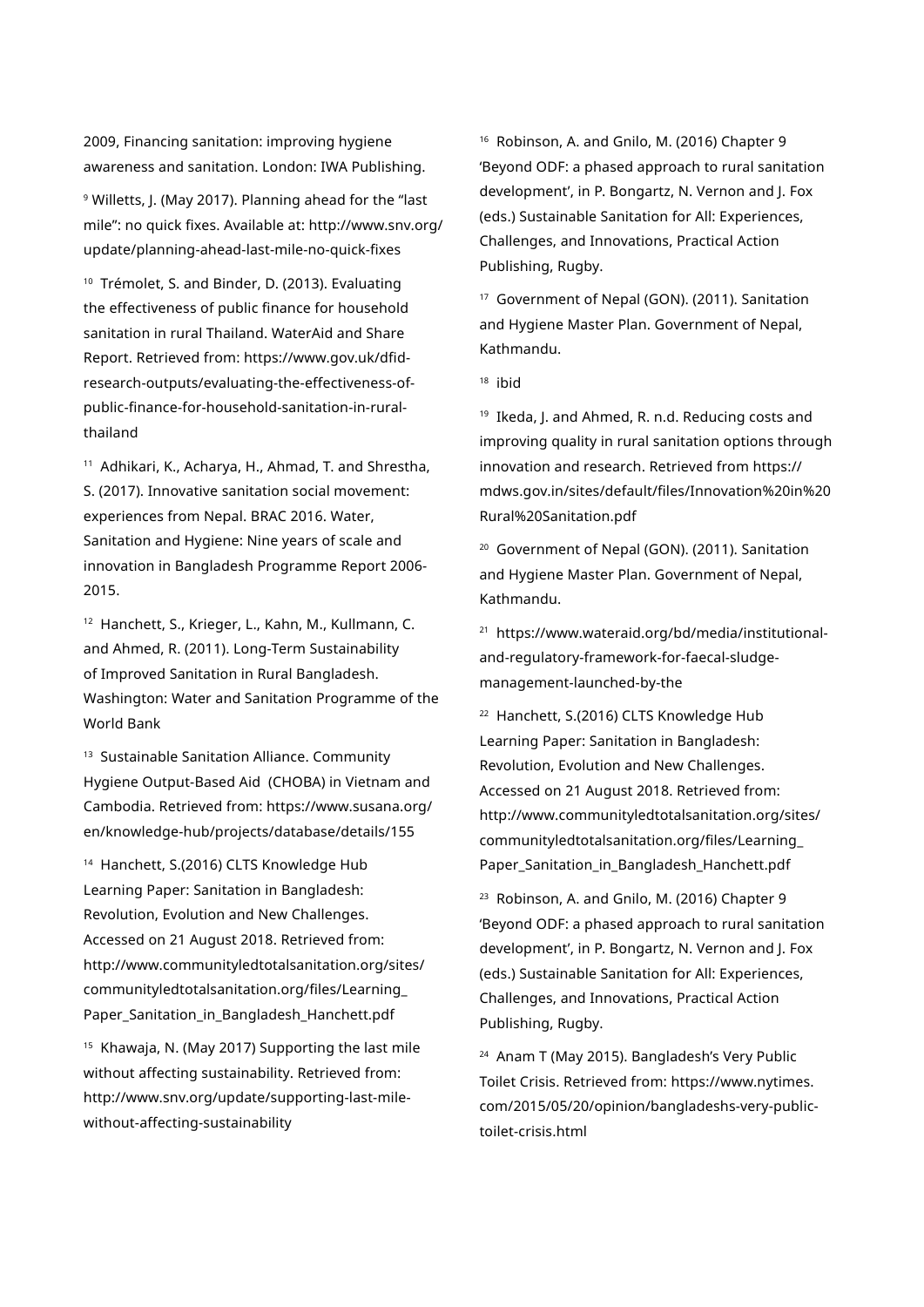2009, Financing sanitation: improving hygiene awareness and sanitation. London: IWA Publishing.

[9] Willetts, J. (May 2017). Planning ahead for the "last mile": no quick fixes. Available at: http://www.snv.org/update/planning-ahead-last-mile-no-quick-fixes

[10] Trémolet, S. and Binder, D. (2013). Evaluating the effectiveness of public finance for household sanitation in rural Thailand. WaterAid and Share Report. Retrieved from: https://www.gov.uk/dfid-research-outputs/evaluating-the-effectiveness-of-public-finance-for-household-sanitation-in-rural-thailand

[11] Adhikari, K., Acharya, H., Ahmad, T. and Shrestha, S. (2017). Innovative sanitation social movement: experiences from Nepal. BRAC 2016. Water, Sanitation and Hygiene: Nine years of scale and innovation in Bangladesh Programme Report 2006-2015.

[12] Hanchett, S., Krieger, L., Kahn, M., Kullmann, C. and Ahmed, R. (2011). Long-Term Sustainability of Improved Sanitation in Rural Bangladesh. Washington: Water and Sanitation Programme of the World Bank

[13] Sustainable Sanitation Alliance. Community Hygiene Output-Based Aid (CHOBA) in Vietnam and Cambodia. Retrieved from: https://www.susana.org/en/knowledge-hub/projects/database/details/155

[14] Hanchett, S.(2016) CLTS Knowledge Hub Learning Paper: Sanitation in Bangladesh: Revolution, Evolution and New Challenges. Accessed on 21 August 2018. Retrieved from: http://www.communityledtotalsanitation.org/sites/communityledtotalsanitation.org/files/Learning_Paper_Sanitation_in_Bangladesh_Hanchett.pdf

[15] Khawaja, N. (May 2017) Supporting the last mile without affecting sustainability. Retrieved from: http://www.snv.org/update/supporting-last-mile-without-affecting-sustainability

[16] Robinson, A. and Gnilo, M. (2016) Chapter 9 'Beyond ODF: a phased approach to rural sanitation development', in P. Bongartz, N. Vernon and J. Fox (eds.) Sustainable Sanitation for All: Experiences, Challenges, and Innovations, Practical Action Publishing, Rugby.

[17] Government of Nepal (GON). (2011). Sanitation and Hygiene Master Plan. Government of Nepal, Kathmandu.

[18] ibid

[19] Ikeda, J. and Ahmed, R. n.d. Reducing costs and improving quality in rural sanitation options through innovation and research. Retrieved from https://mdws.gov.in/sites/default/files/Innovation%20in%20Rural%20Sanitation.pdf

[20] Government of Nepal (GON). (2011). Sanitation and Hygiene Master Plan. Government of Nepal, Kathmandu.

[21] https://www.wateraid.org/bd/media/institutional-and-regulatory-framework-for-faecal-sludge-management-launched-by-the

[22] Hanchett, S.(2016) CLTS Knowledge Hub Learning Paper: Sanitation in Bangladesh: Revolution, Evolution and New Challenges. Accessed on 21 August 2018. Retrieved from: http://www.communityledtotalsanitation.org/sites/communityledtotalsanitation.org/files/Learning_Paper_Sanitation_in_Bangladesh_Hanchett.pdf

[23] Robinson, A. and Gnilo, M. (2016) Chapter 9 'Beyond ODF: a phased approach to rural sanitation development', in P. Bongartz, N. Vernon and J. Fox (eds.) Sustainable Sanitation for All: Experiences, Challenges, and Innovations, Practical Action Publishing, Rugby.

[24] Anam T (May 2015). Bangladesh's Very Public Toilet Crisis. Retrieved from: https://www.nytimes.com/2015/05/20/opinion/bangladeshs-very-public-toilet-crisis.html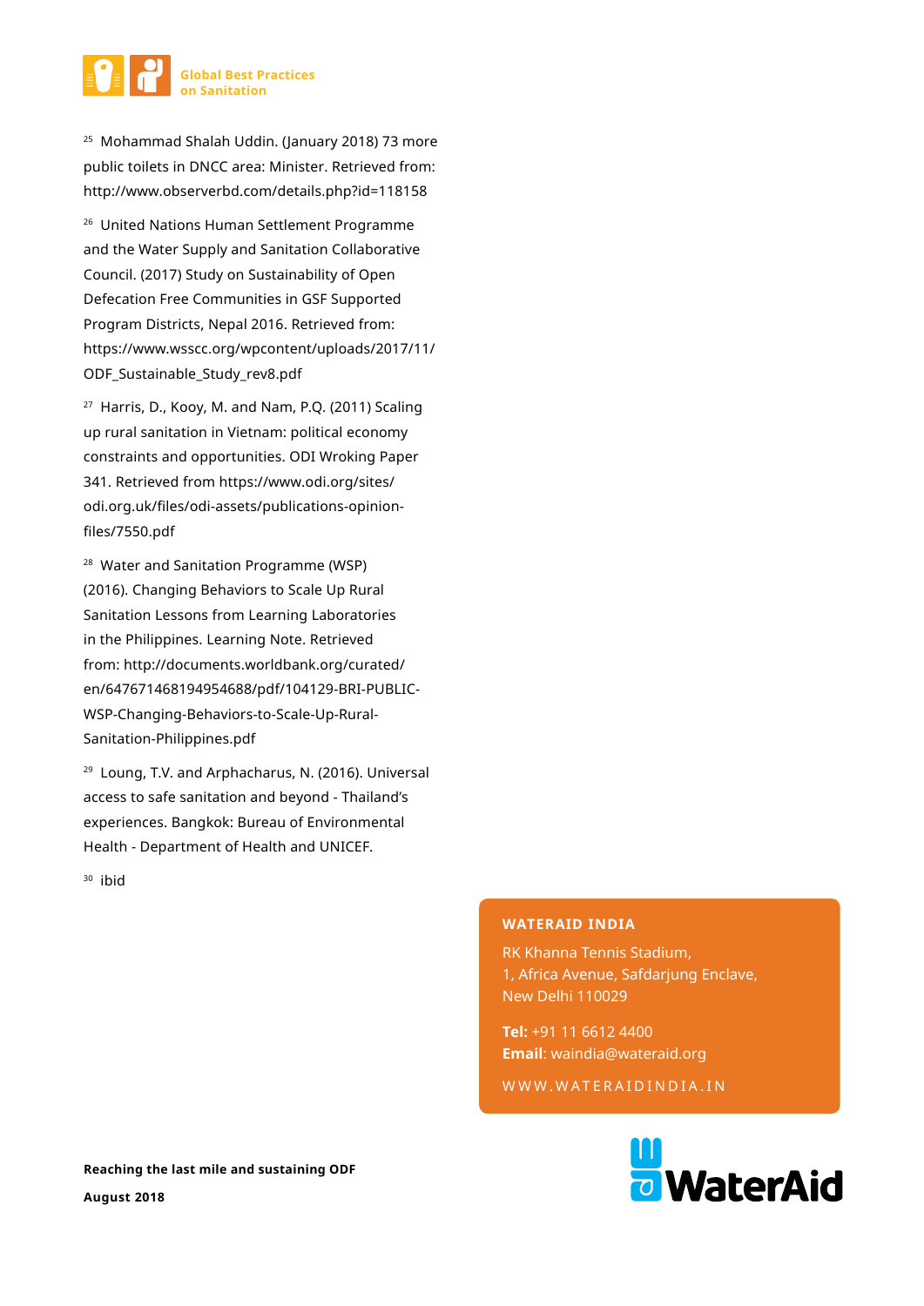[25] Mohammad Shalah Uddin. (January 2018) 73 more public toilets in DNCC area: Minister. Retrieved from: http://www.observerbd.com/details.php?id=118158

[26] United Nations Human Settlement Programme and the Water Supply and Sanitation Collaborative Council. (2017) Study on Sustainability of Open Defecation Free Communities in GSF Supported Program Districts, Nepal 2016. Retrieved from: https://www.wsscc.org/wpcontent/uploads/2017/11/ODF_Sustainable_Study_rev8.pdf

[27] Harris, D., Kooy, M. and Nam, P.Q. (2011) Scaling up rural sanitation in Vietnam: political economy constraints and opportunities. ODI Wroking Paper 341. Retrieved from https://www.odi.org/sites/odi.org.uk/files/odi-assets/publications-opinion-files/7550.pdf

[28] Water and Sanitation Programme (WSP) (2016). Changing Behaviors to Scale Up Rural Sanitation Lessons from Learning Laboratories in the Philippines. Learning Note. Retrieved from: http://documents.worldbank.org/curated/en/647671468194954688/pdf/104129-BRI-PUBLIC-WSP-Changing-Behaviors-to-Scale-Up-Rural-Sanitation-Philippines.pdf

[29] Loung, T.V. and Arphacharus, N. (2016). Universal access to safe sanitation and beyond - Thailand's experiences. Bangkok: Bureau of Environmental Health - Department of Health and UNICEF.

[30] ibid

**WATERAID INDIA**

RK Khanna Tennis Stadium,
1, Africa Avenue, Safdarjung Enclave,
New Delhi 110029

**Tel:** +91 11 6612 4400
**Email**: waindia@wateraid.org

WWW.WATERAIDINDIA.IN

**Reaching the last mile and sustaining ODF**

**August 2018**